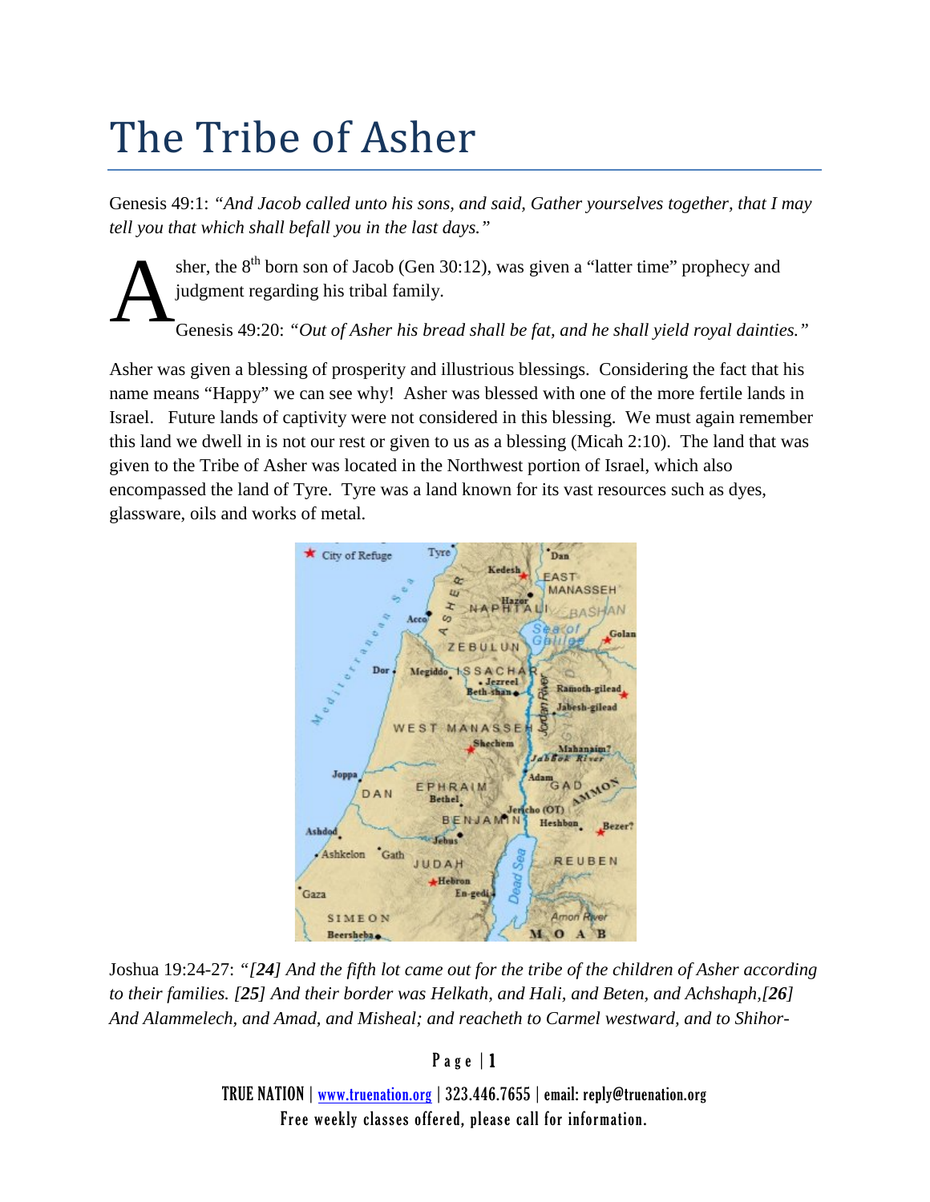# The Tribe of Asher

Genesis 49:1: *"And Jacob called unto his sons, and said, Gather yourselves together, that I may tell you that which shall befall you in the last days."*

Asher, the 8th born son of Jacob (Gen 30:12), was given a "latter time" prophecy and judgment regarding his tribal family.

Genesis 49:20: *"Out of Asher his bread shall be fat, and he shall yield royal dainties."*

Asher was given a blessing of prosperity and illustrious blessings. Considering the fact that his name means "Happy" we can see why! Asher was blessed with one of the more fertile lands in Israel. Future lands of captivity were not considered in this blessing. We must again remember this land we dwell in is not our rest or given to us as a blessing (Micah 2:10). The land that was given to the Tribe of Asher was located in the Northwest portion of Israel, which also encompassed the land of Tyre. Tyre was a land known for its vast resources such as dyes, glassware, oils and works of metal.

Joshua 19:24-27: *"[**24**] And the fifth lot came out for the tribe of the children of Asher according to their families. [**25**] And their border was Helkath, and Hali, and Beten, and Achshaph,[**26**] And Alammelech, and Amad, and Misheal; and reacheth to Carmel westward, and to Shihor-*

TRUE NATION | www.truenation.org | 323.446.7655 | email: reply@truenation.org
Free weekly classes offered, please call for information.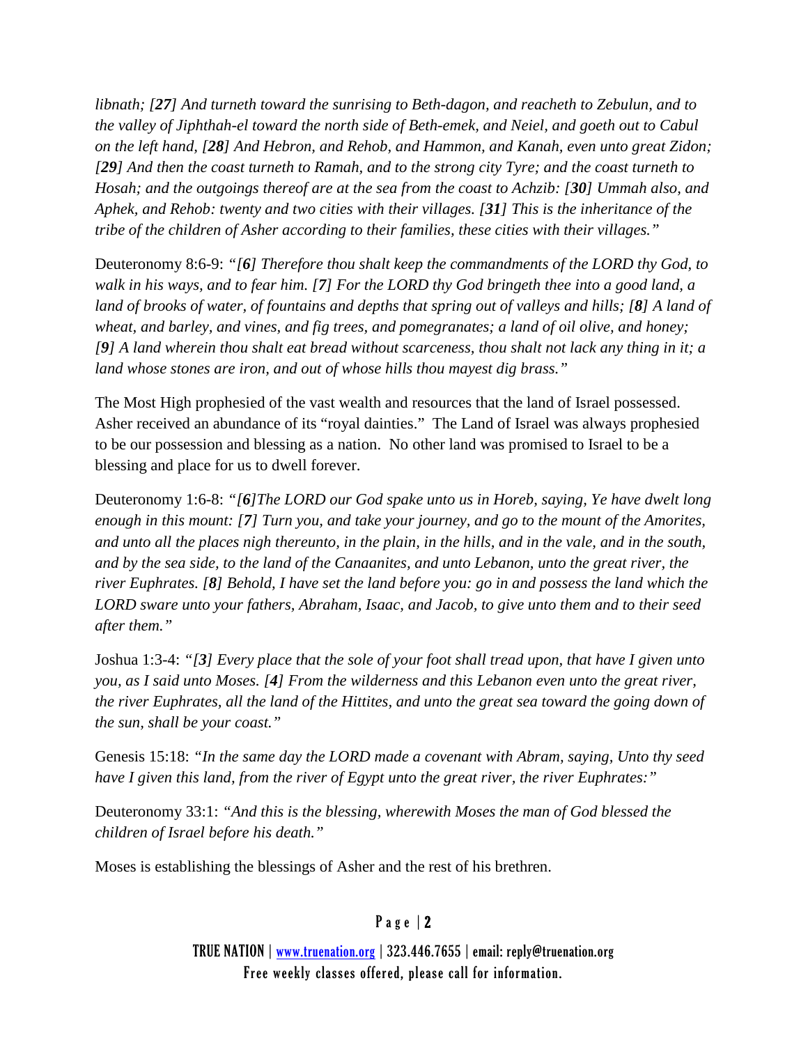*libnath; [**27**] And turneth toward the sunrising to Beth-dagon, and reacheth to Zebulun, and to the valley of Jiphthah-el toward the north side of Beth-emek, and Neiel, and goeth out to Cabul on the left hand, [**28**] And Hebron, and Rehob, and Hammon, and Kanah, even unto great Zidon; [**29**] And then the coast turneth to Ramah, and to the strong city Tyre; and the coast turneth to Hosah; and the outgoings thereof are at the sea from the coast to Achzib: [**30**] Ummah also, and Aphek, and Rehob: twenty and two cities with their villages. [**31**] This is the inheritance of the tribe of the children of Asher according to their families, these cities with their villages."*

Deuteronomy 8:6-9: *"[**6**] Therefore thou shalt keep the commandments of the LORD thy God, to walk in his ways, and to fear him. [**7**] For the LORD thy God bringeth thee into a good land, a land of brooks of water, of fountains and depths that spring out of valleys and hills; [**8**] A land of wheat, and barley, and vines, and fig trees, and pomegranates; a land of oil olive, and honey; [**9**] A land wherein thou shalt eat bread without scarceness, thou shalt not lack any thing in it; a land whose stones are iron, and out of whose hills thou mayest dig brass."*

The Most High prophesied of the vast wealth and resources that the land of Israel possessed. Asher received an abundance of its "royal dainties." The Land of Israel was always prophesied to be our possession and blessing as a nation. No other land was promised to Israel to be a blessing and place for us to dwell forever.

Deuteronomy 1:6-8: *"[**6**]The LORD our God spake unto us in Horeb, saying, Ye have dwelt long enough in this mount: [**7**] Turn you, and take your journey, and go to the mount of the Amorites, and unto all the places nigh thereunto, in the plain, in the hills, and in the vale, and in the south, and by the sea side, to the land of the Canaanites, and unto Lebanon, unto the great river, the river Euphrates. [**8**] Behold, I have set the land before you: go in and possess the land which the LORD sware unto your fathers, Abraham, Isaac, and Jacob, to give unto them and to their seed after them."*

Joshua 1:3-4: *"[**3**] Every place that the sole of your foot shall tread upon, that have I given unto you, as I said unto Moses. [**4**] From the wilderness and this Lebanon even unto the great river, the river Euphrates, all the land of the Hittites, and unto the great sea toward the going down of the sun, shall be your coast."*

Genesis 15:18: *"In the same day the LORD made a covenant with Abram, saying, Unto thy seed have I given this land, from the river of Egypt unto the great river, the river Euphrates:"*

Deuteronomy 33:1: *"And this is the blessing, wherewith Moses the man of God blessed the children of Israel before his death."*

Moses is establishing the blessings of Asher and the rest of his brethren.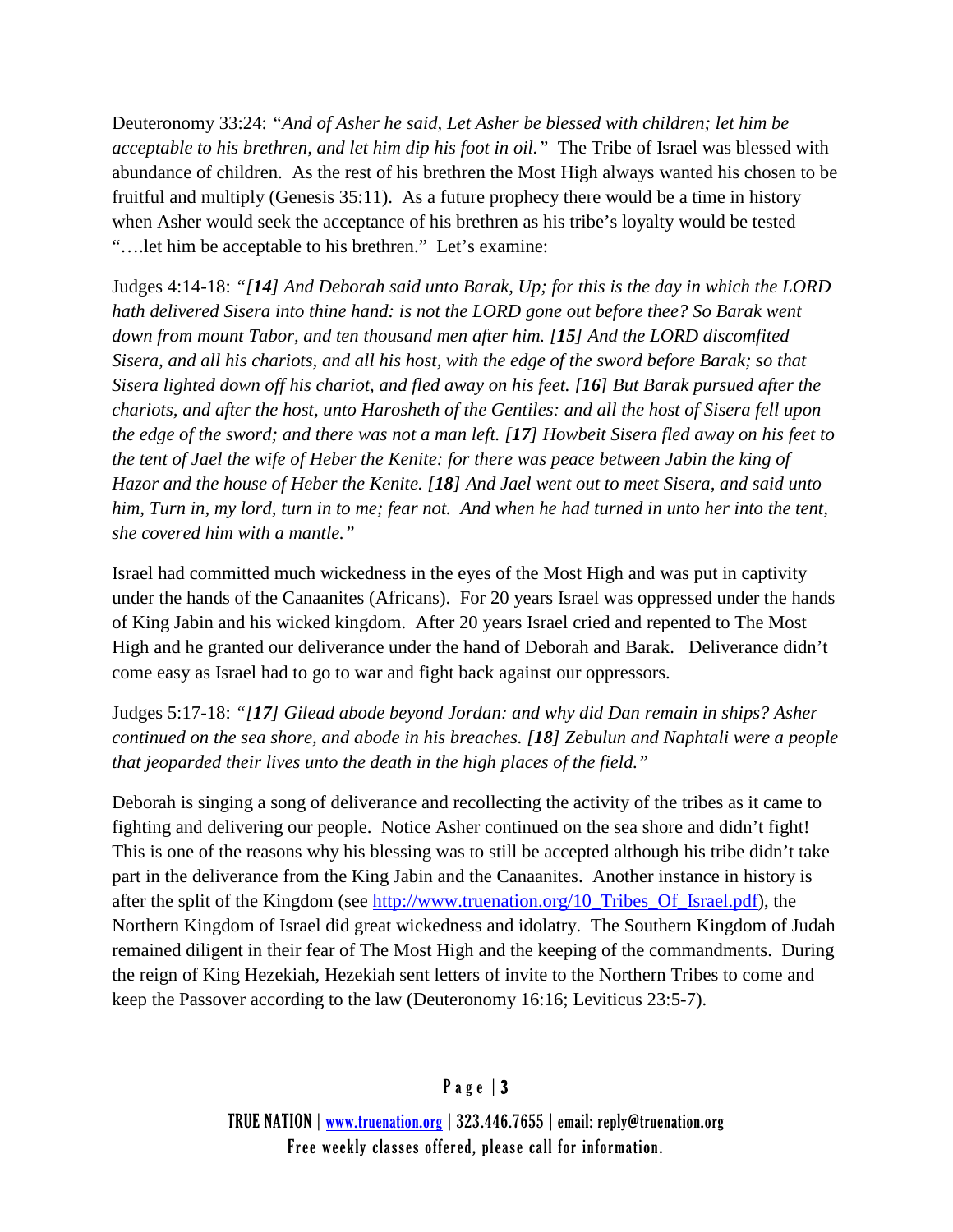Deuteronomy 33:24: *"And of Asher he said, Let Asher be blessed with children; let him be acceptable to his brethren, and let him dip his foot in oil."* The Tribe of Israel was blessed with abundance of children. As the rest of his brethren the Most High always wanted his chosen to be fruitful and multiply (Genesis 35:11). As a future prophecy there would be a time in history when Asher would seek the acceptance of his brethren as his tribe's loyalty would be tested "….let him be acceptable to his brethren." Let's examine:

Judges 4:14-18: *"[**14**] And Deborah said unto Barak, Up; for this is the day in which the LORD hath delivered Sisera into thine hand: is not the LORD gone out before thee? So Barak went down from mount Tabor, and ten thousand men after him. [**15**] And the LORD discomfited Sisera, and all his chariots, and all his host, with the edge of the sword before Barak; so that Sisera lighted down off his chariot, and fled away on his feet. [**16**] But Barak pursued after the chariots, and after the host, unto Harosheth of the Gentiles: and all the host of Sisera fell upon the edge of the sword; and there was not a man left. [**17**] Howbeit Sisera fled away on his feet to the tent of Jael the wife of Heber the Kenite: for there was peace between Jabin the king of Hazor and the house of Heber the Kenite. [**18**] And Jael went out to meet Sisera, and said unto him, Turn in, my lord, turn in to me; fear not. And when he had turned in unto her into the tent, she covered him with a mantle."*

Israel had committed much wickedness in the eyes of the Most High and was put in captivity under the hands of the Canaanites (Africans). For 20 years Israel was oppressed under the hands of King Jabin and his wicked kingdom. After 20 years Israel cried and repented to The Most High and he granted our deliverance under the hand of Deborah and Barak. Deliverance didn't come easy as Israel had to go to war and fight back against our oppressors.

Judges 5:17-18: *"[**17**] Gilead abode beyond Jordan: and why did Dan remain in ships? Asher continued on the sea shore, and abode in his breaches. [**18**] Zebulun and Naphtali were a people that jeoparded their lives unto the death in the high places of the field."*

Deborah is singing a song of deliverance and recollecting the activity of the tribes as it came to fighting and delivering our people. Notice Asher continued on the sea shore and didn't fight! This is one of the reasons why his blessing was to still be accepted although his tribe didn't take part in the deliverance from the King Jabin and the Canaanites. Another instance in history is after the split of the Kingdom (see http://www.truenation.org/10_Tribes_Of_Israel.pdf), the Northern Kingdom of Israel did great wickedness and idolatry. The Southern Kingdom of Judah remained diligent in their fear of The Most High and the keeping of the commandments. During the reign of King Hezekiah, Hezekiah sent letters of invite to the Northern Tribes to come and keep the Passover according to the law (Deuteronomy 16:16; Leviticus 23:5-7).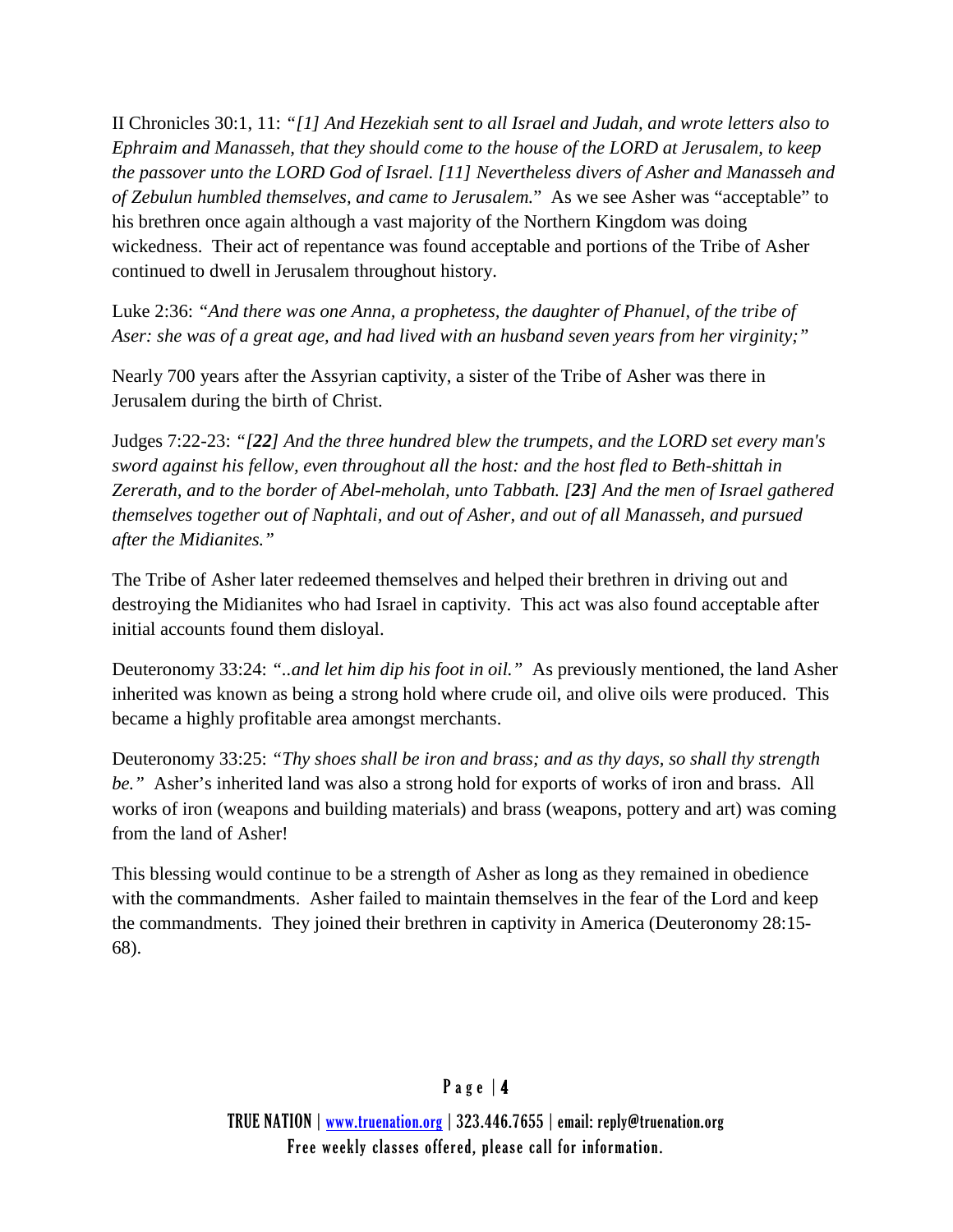II Chronicles 30:1, 11: *"[1] And Hezekiah sent to all Israel and Judah, and wrote letters also to Ephraim and Manasseh, that they should come to the house of the LORD at Jerusalem, to keep the passover unto the LORD God of Israel. [11] Nevertheless divers of Asher and Manasseh and of Zebulun humbled themselves, and came to Jerusalem.*" As we see Asher was "acceptable" to his brethren once again although a vast majority of the Northern Kingdom was doing wickedness. Their act of repentance was found acceptable and portions of the Tribe of Asher continued to dwell in Jerusalem throughout history.

Luke 2:36: *"And there was one Anna, a prophetess, the daughter of Phanuel, of the tribe of Aser: she was of a great age, and had lived with an husband seven years from her virginity;"*

Nearly 700 years after the Assyrian captivity, a sister of the Tribe of Asher was there in Jerusalem during the birth of Christ.

Judges 7:22-23: *"[**22**] And the three hundred blew the trumpets, and the LORD set every man's sword against his fellow, even throughout all the host: and the host fled to Beth-shittah in Zererath, and to the border of Abel-meholah, unto Tabbath. [**23**] And the men of Israel gathered themselves together out of Naphtali, and out of Asher, and out of all Manasseh, and pursued after the Midianites."*

The Tribe of Asher later redeemed themselves and helped their brethren in driving out and destroying the Midianites who had Israel in captivity. This act was also found acceptable after initial accounts found them disloyal.

Deuteronomy 33:24: *"..and let him dip his foot in oil."* As previously mentioned, the land Asher inherited was known as being a strong hold where crude oil, and olive oils were produced. This became a highly profitable area amongst merchants.

Deuteronomy 33:25: *"Thy shoes shall be iron and brass; and as thy days, so shall thy strength be."* Asher's inherited land was also a strong hold for exports of works of iron and brass. All works of iron (weapons and building materials) and brass (weapons, pottery and art) was coming from the land of Asher!

This blessing would continue to be a strength of Asher as long as they remained in obedience with the commandments. Asher failed to maintain themselves in the fear of the Lord and keep the commandments. They joined their brethren in captivity in America (Deuteronomy 28:15-68).